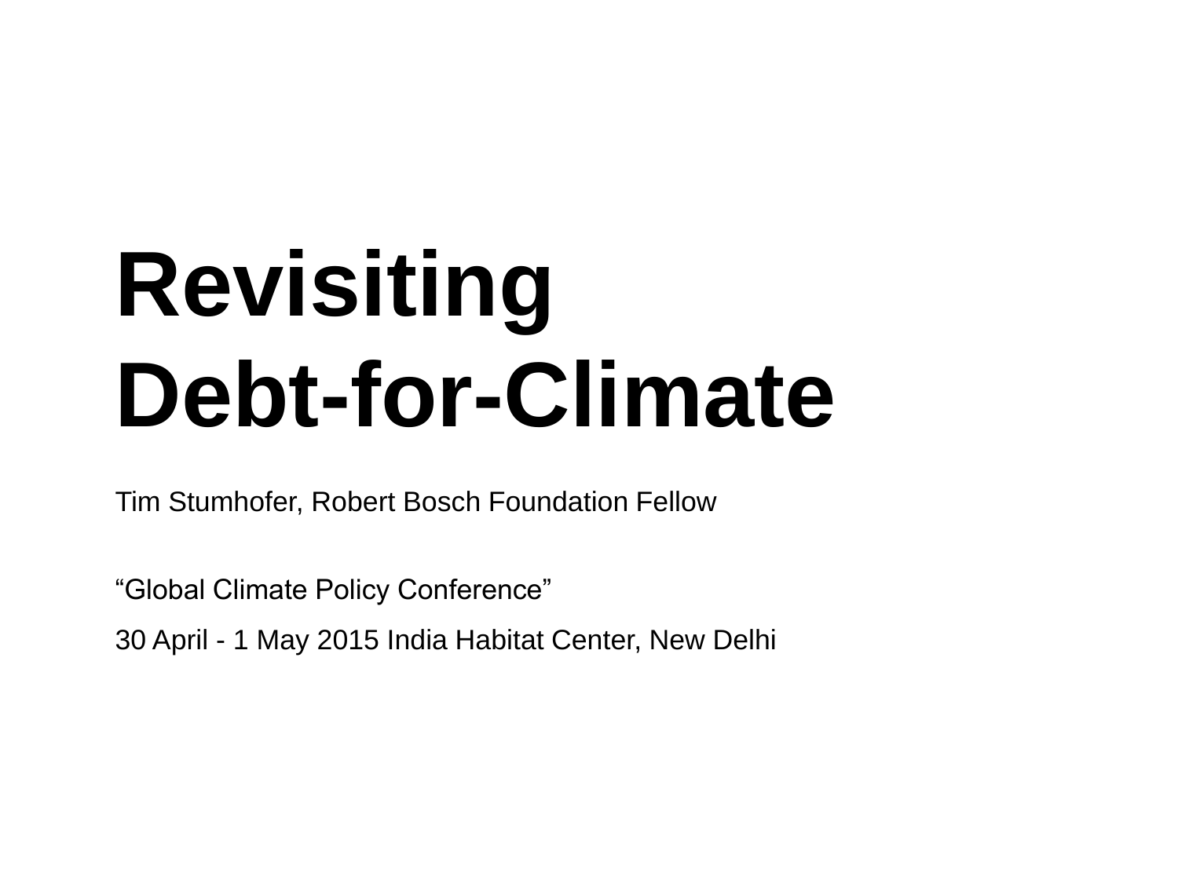# Revisiting Debt-for-Climate

Tim Stumhofer, Robert Bosch Foundation Fellow

“Global Climate Policy Conference”

30 April - 1 May 2015 India Habitat Center, New Delhi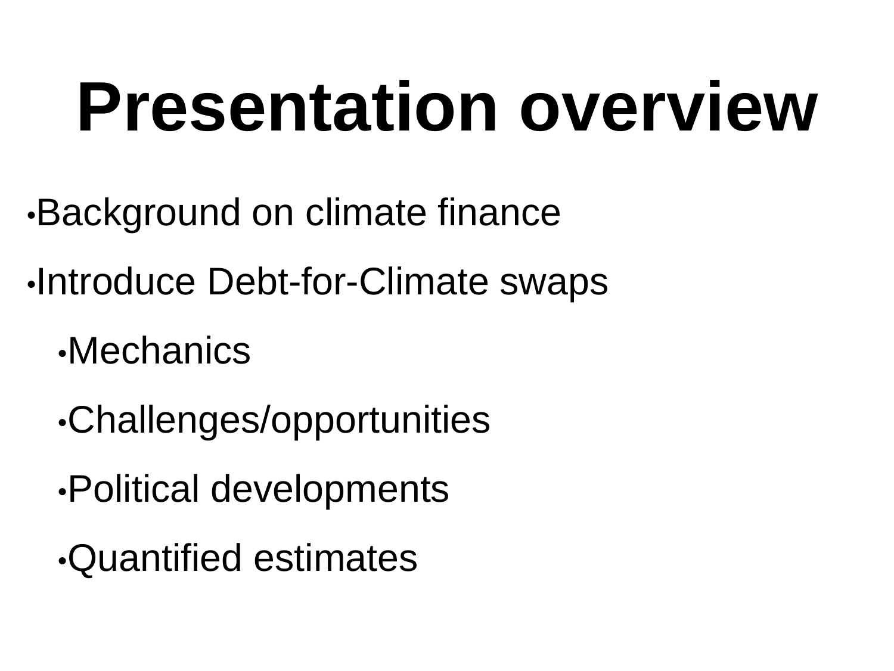# Presentation overview

- Background on climate finance
- Introduce Debt-for-Climate swaps
  - Mechanics
  - Challenges/opportunities
  - Political developments
  - Quantified estimates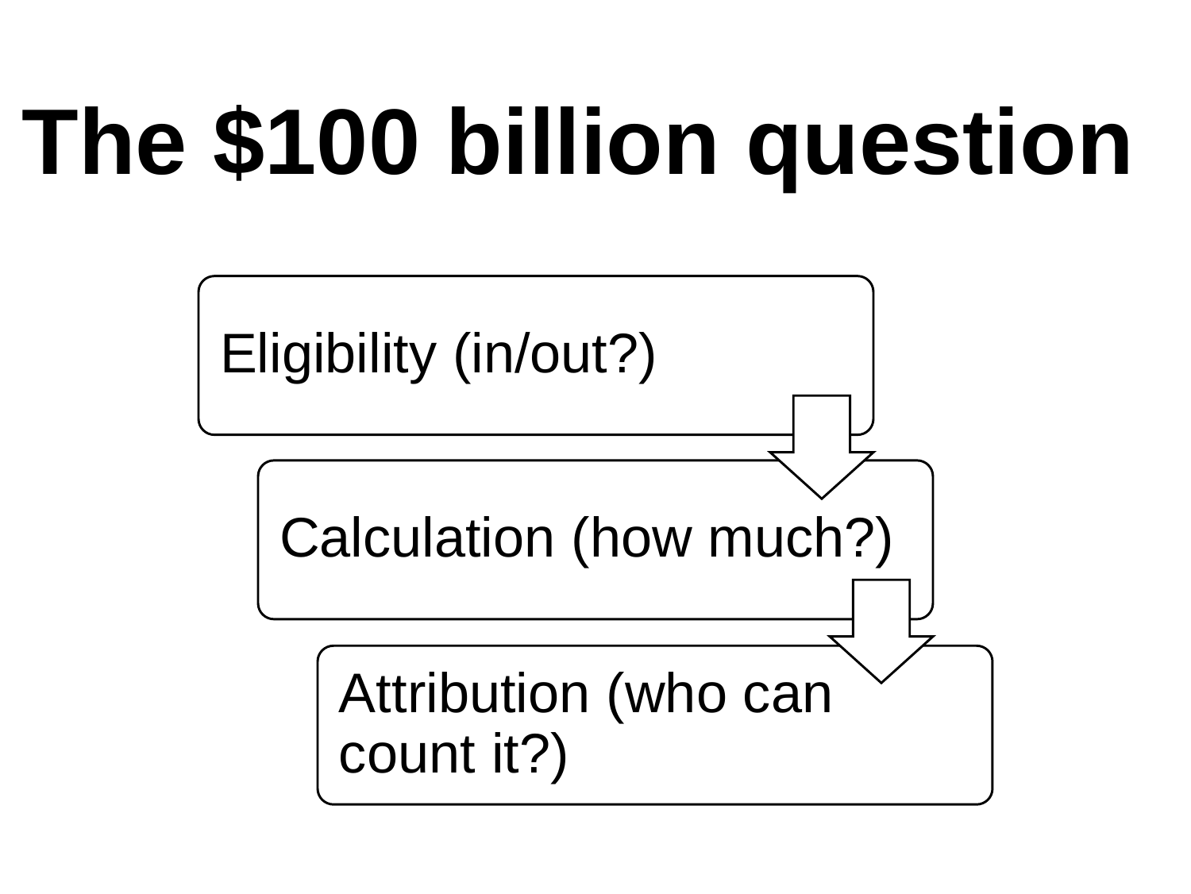# The $100 billion question

- Eligibility (in/out?)
- Calculation (how much?)
- Attribution (who can count it?)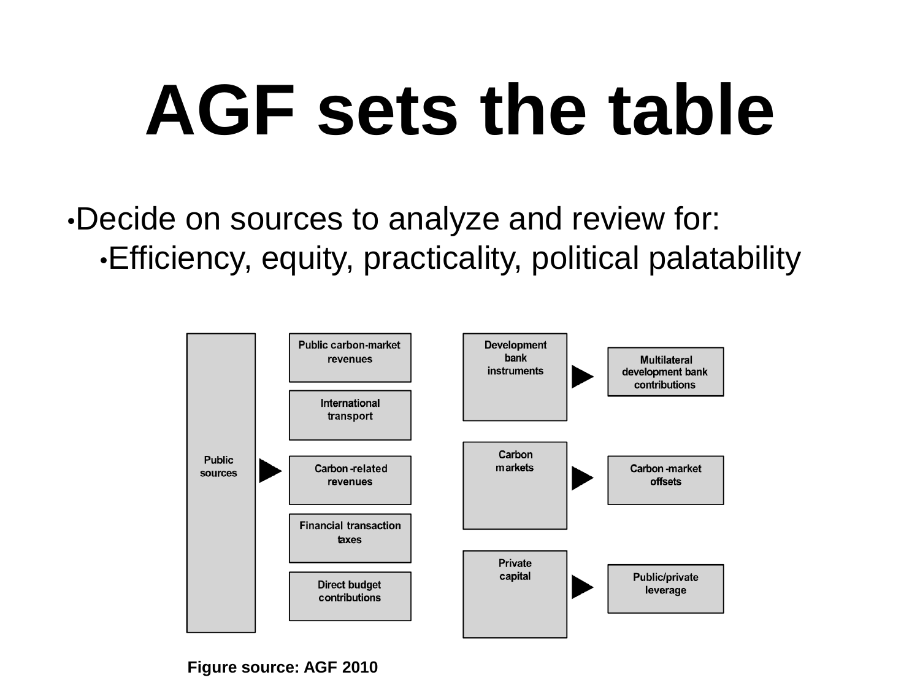# AGF sets the table

- Decide on sources to analyze and review for:
  - Efficiency, equity, practicality, political palatability

Public sources ▶ Public carbon-market revenues; International transport; Carbon-related revenues; Financial transaction taxes; Direct budget contributions

Development bank instruments ▶ Multilateral development bank contributions

Carbon markets ▶ Carbon-market offsets

Private capital ▶ Public/private leverage

**Figure source: AGF 2010**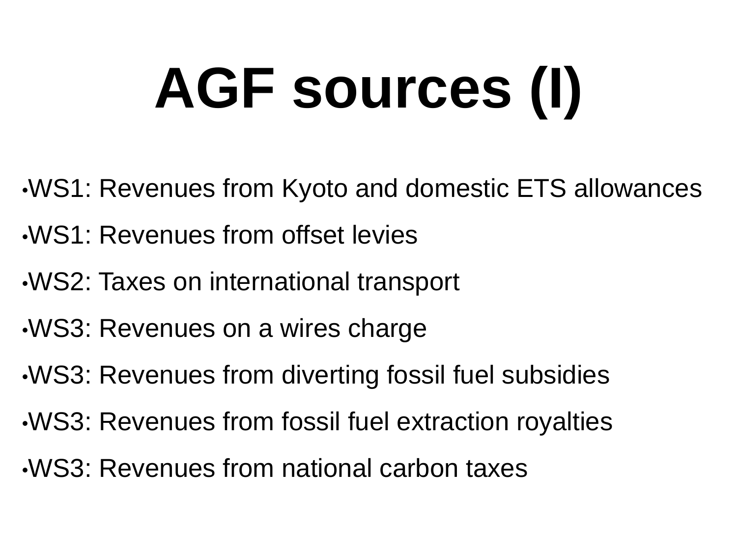# AGF sources (I)

- WS1: Revenues from Kyoto and domestic ETS allowances
- WS1: Revenues from offset levies
- WS2: Taxes on international transport
- WS3: Revenues on a wires charge
- WS3: Revenues from diverting fossil fuel subsidies
- WS3: Revenues from fossil fuel extraction royalties
- WS3: Revenues from national carbon taxes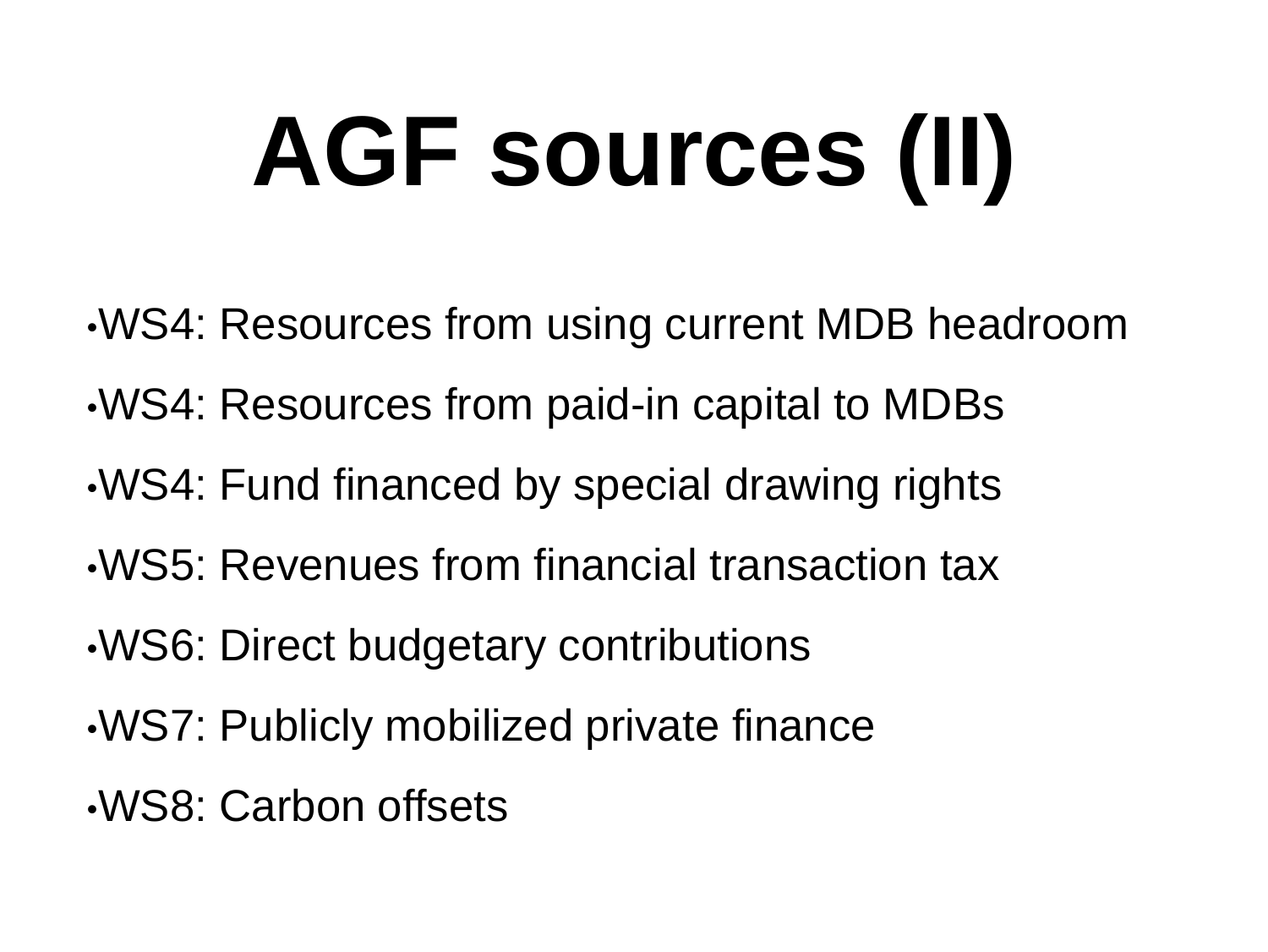# AGF sources (II)

- WS4: Resources from using current MDB headroom
- WS4: Resources from paid-in capital to MDBs
- WS4: Fund financed by special drawing rights
- WS5: Revenues from financial transaction tax
- WS6: Direct budgetary contributions
- WS7: Publicly mobilized private finance
- WS8: Carbon offsets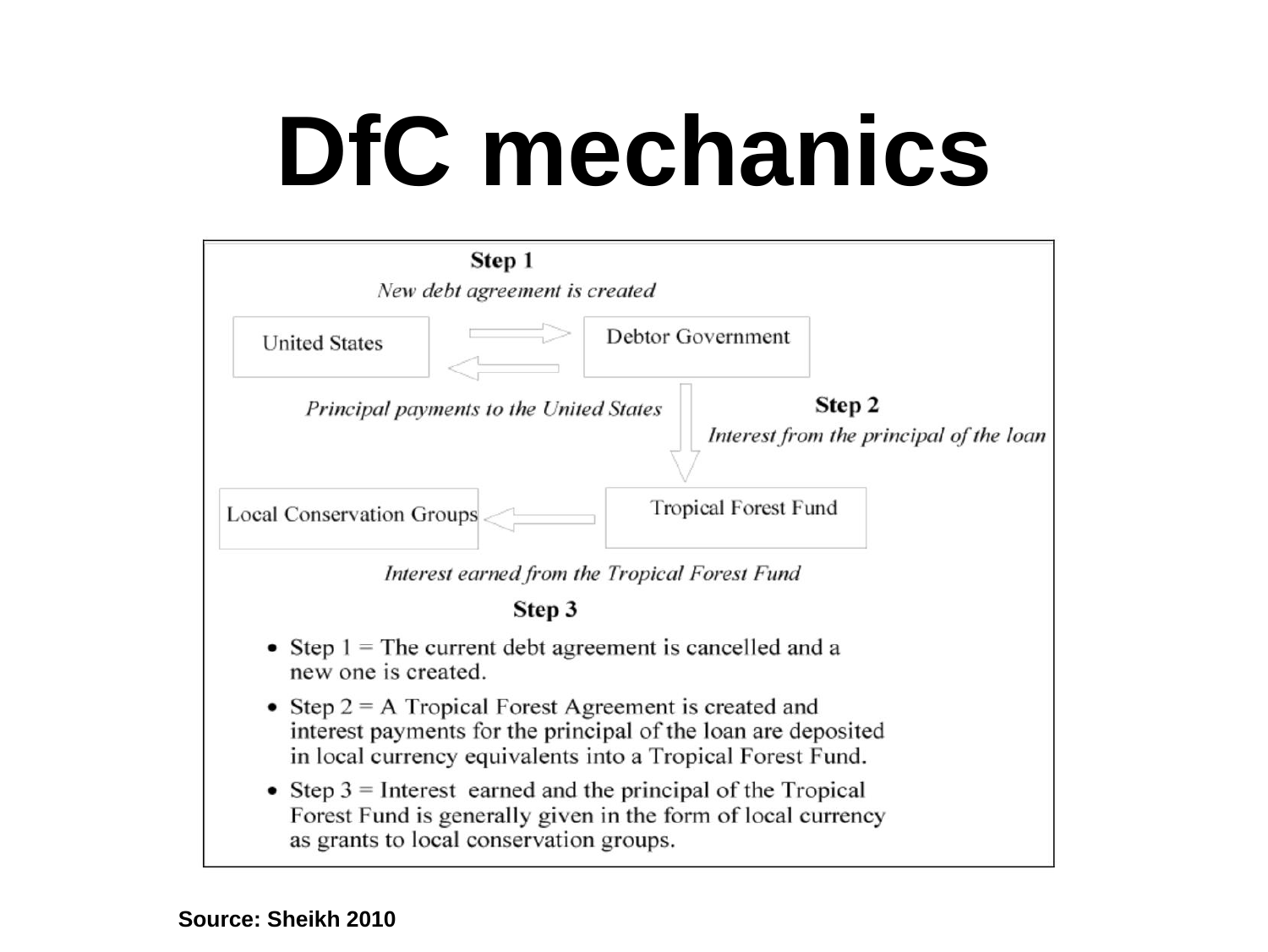# DfC mechanics

**Step 1**

*New debt agreement is created*

United States → Debtor Government

*Principal payments to the United States*

**Step 2**

*Interest from the principal of the loan*

Debtor Government → Tropical Forest Fund

Tropical Forest Fund → Local Conservation Groups

*Interest earned from the Tropical Forest Fund*

**Step 3**

- Step 1 = The current debt agreement is cancelled and a new one is created.
- Step 2 = A Tropical Forest Agreement is created and interest payments for the principal of the loan are deposited in local currency equivalents into a Tropical Forest Fund.
- Step 3 = Interest earned and the principal of the Tropical Forest Fund is generally given in the form of local currency as grants to local conservation groups.

**Source: Sheikh 2010**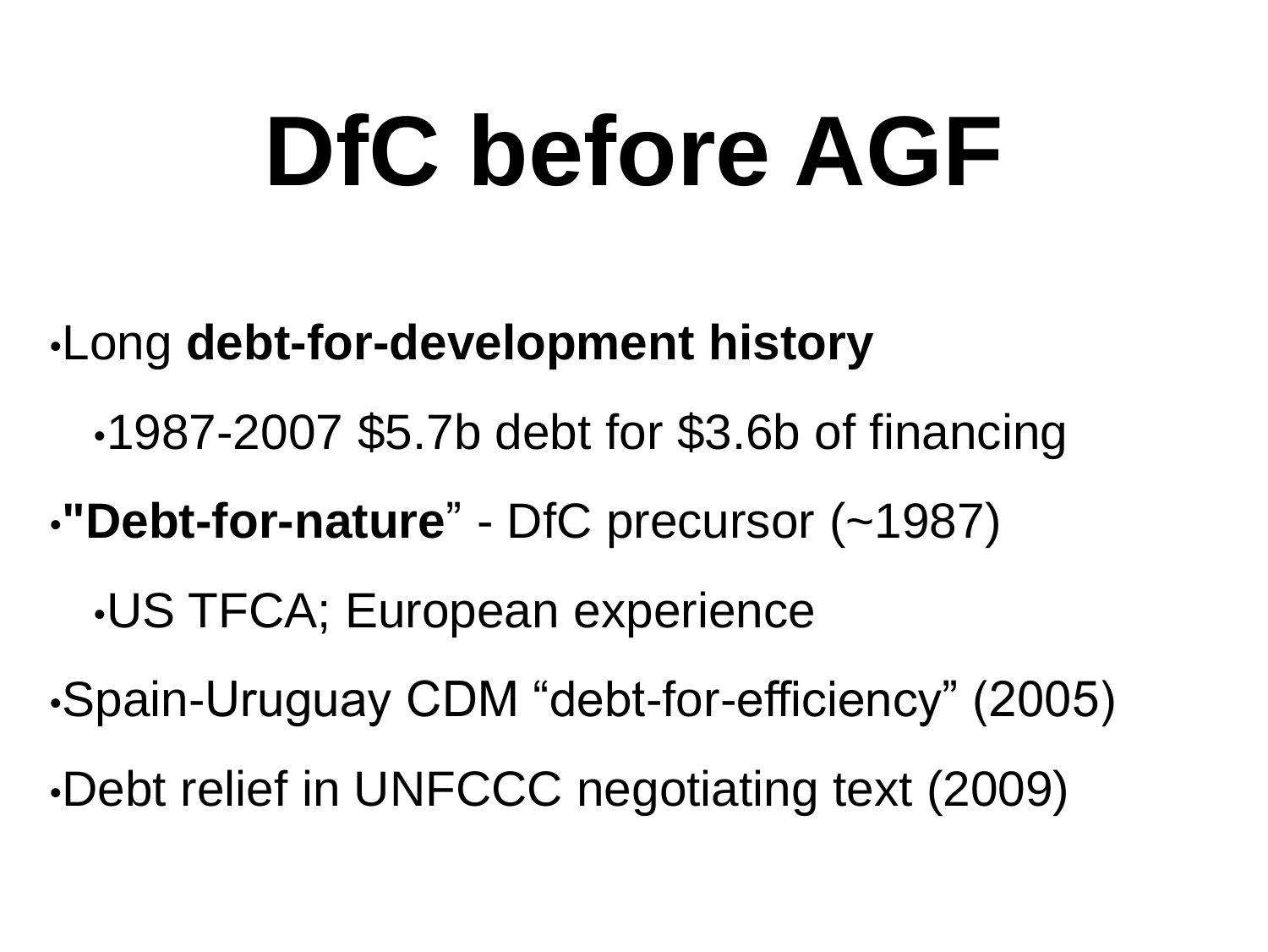# DfC before AGF

- Long **debt-for-development history**
  - 1987-2007 $5.7b debt for $3.6b of financing
- **"Debt-for-nature**" - DfC precursor (~1987)
  - US TFCA; European experience
- Spain-Uruguay CDM "debt-for-efficiency" (2005)
- Debt relief in UNFCCC negotiating text (2009)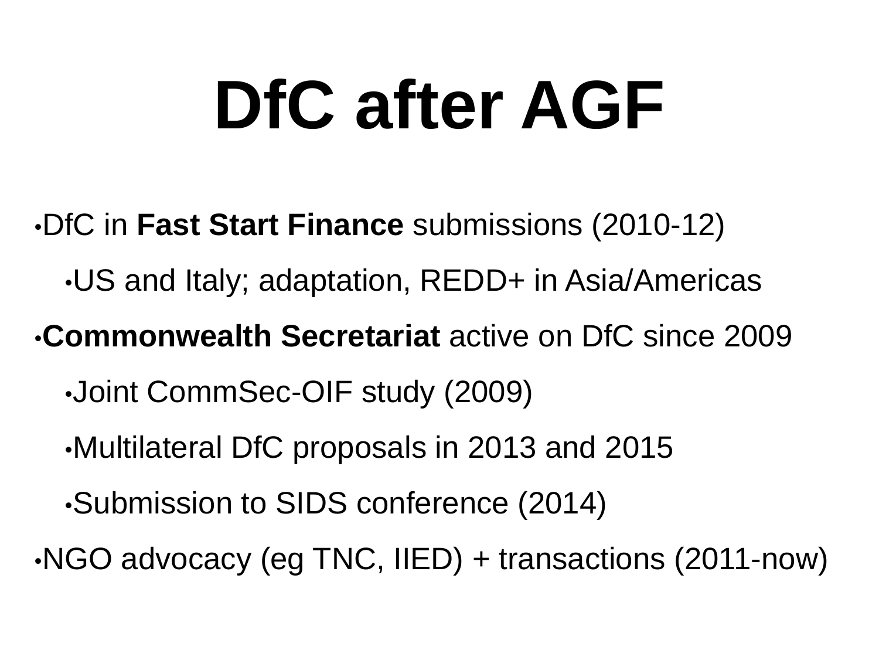# DfC after AGF

- DfC in **Fast Start Finance** submissions (2010-12)
  - US and Italy; adaptation, REDD+ in Asia/Americas
- **Commonwealth Secretariat** active on DfC since 2009
  - Joint CommSec-OIF study (2009)
  - Multilateral DfC proposals in 2013 and 2015
  - Submission to SIDS conference (2014)
- NGO advocacy (eg TNC, IIED) + transactions (2011-now)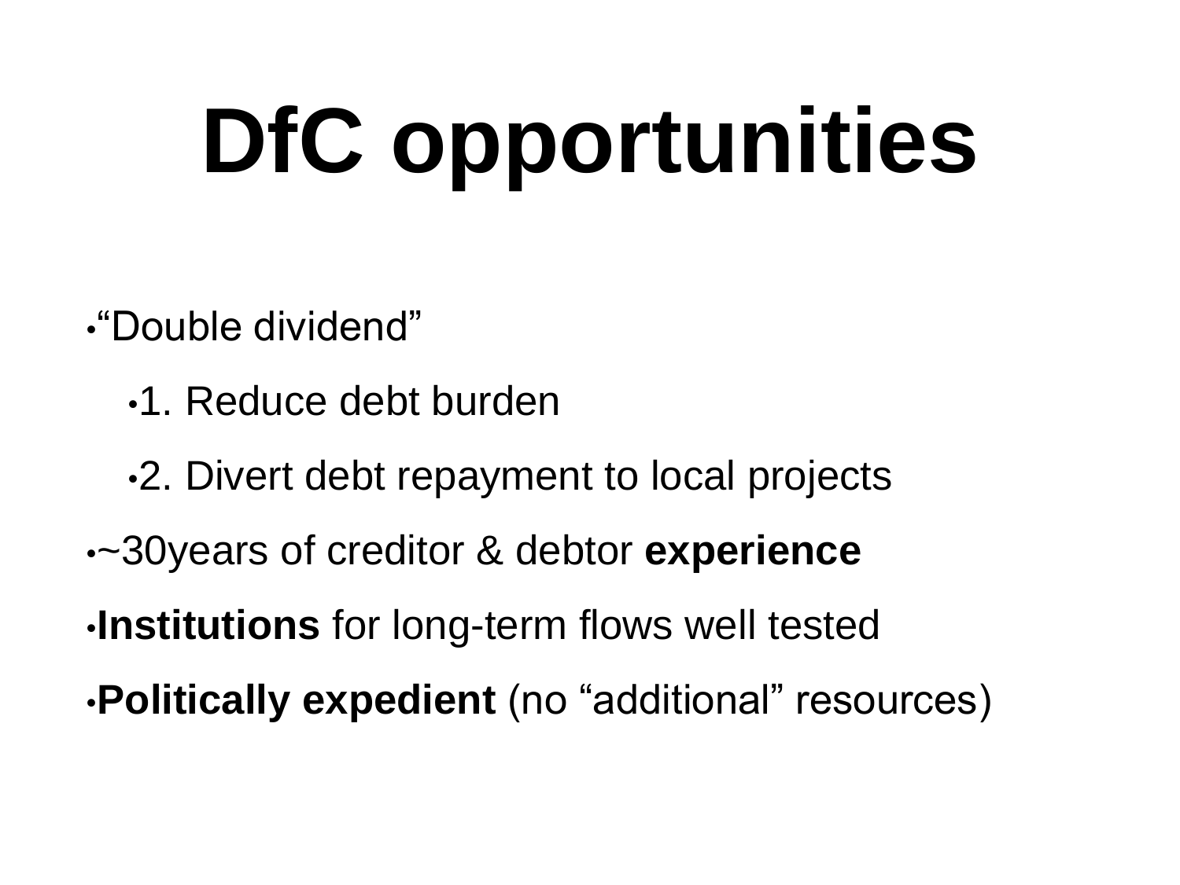# DfC opportunities

- “Double dividend”
  - 1. Reduce debt burden
  - 2. Divert debt repayment to local projects
- ~30years of creditor & debtor **experience**
- **Institutions** for long-term flows well tested
- **Politically expedient** (no “additional” resources)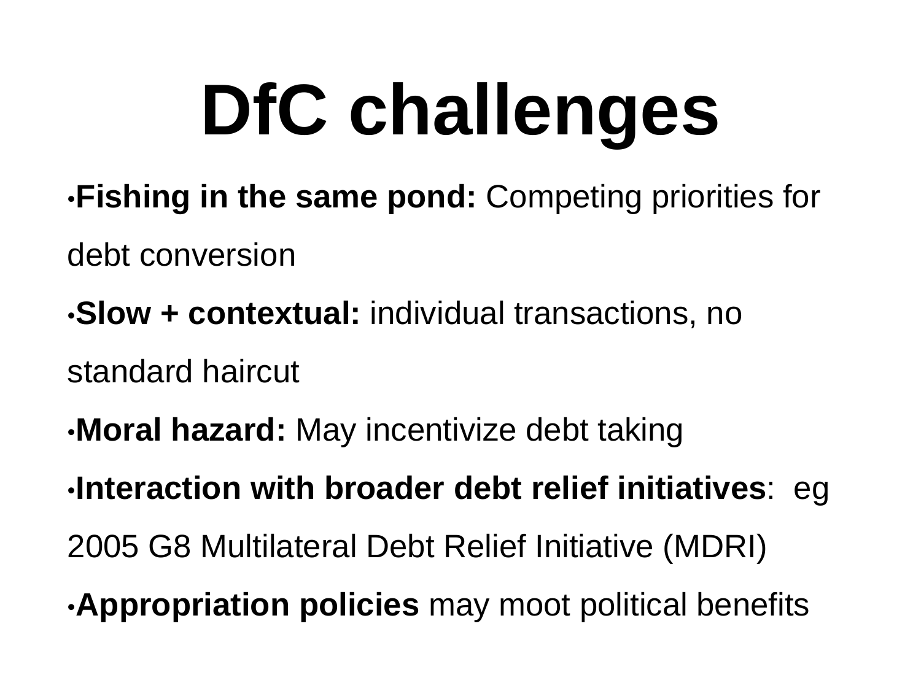# DfC challenges

- **Fishing in the same pond:** Competing priorities for debt conversion
- **Slow + contextual:** individual transactions, no standard haircut
- **Moral hazard:** May incentivize debt taking
- **Interaction with broader debt relief initiatives**: eg 2005 G8 Multilateral Debt Relief Initiative (MDRI)
- **Appropriation policies** may moot political benefits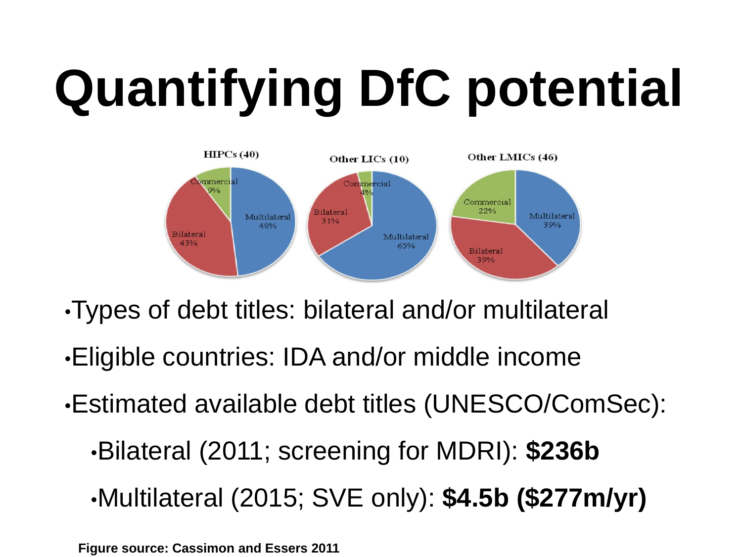# Quantifying DfC potential

HIPCs (40)

Commercial 9%

Multilateral 48%

Bilateral 43%

Other LICs (10)

Commercial 4%

Bilateral 31%

Multilateral 65%

Other LMICs (46)

Commercial 22%

Multilateral 39%

Bilateral 39%

- Types of debt titles: bilateral and/or multilateral
- Eligible countries: IDA and/or middle income
- Estimated available debt titles (UNESCO/ComSec):
  - Bilateral (2011; screening for MDRI): **$236b**
  - Multilateral (2015; SVE only): **$4.5b ($277m/yr)**

**Figure source: Cassimon and Essers 2011**